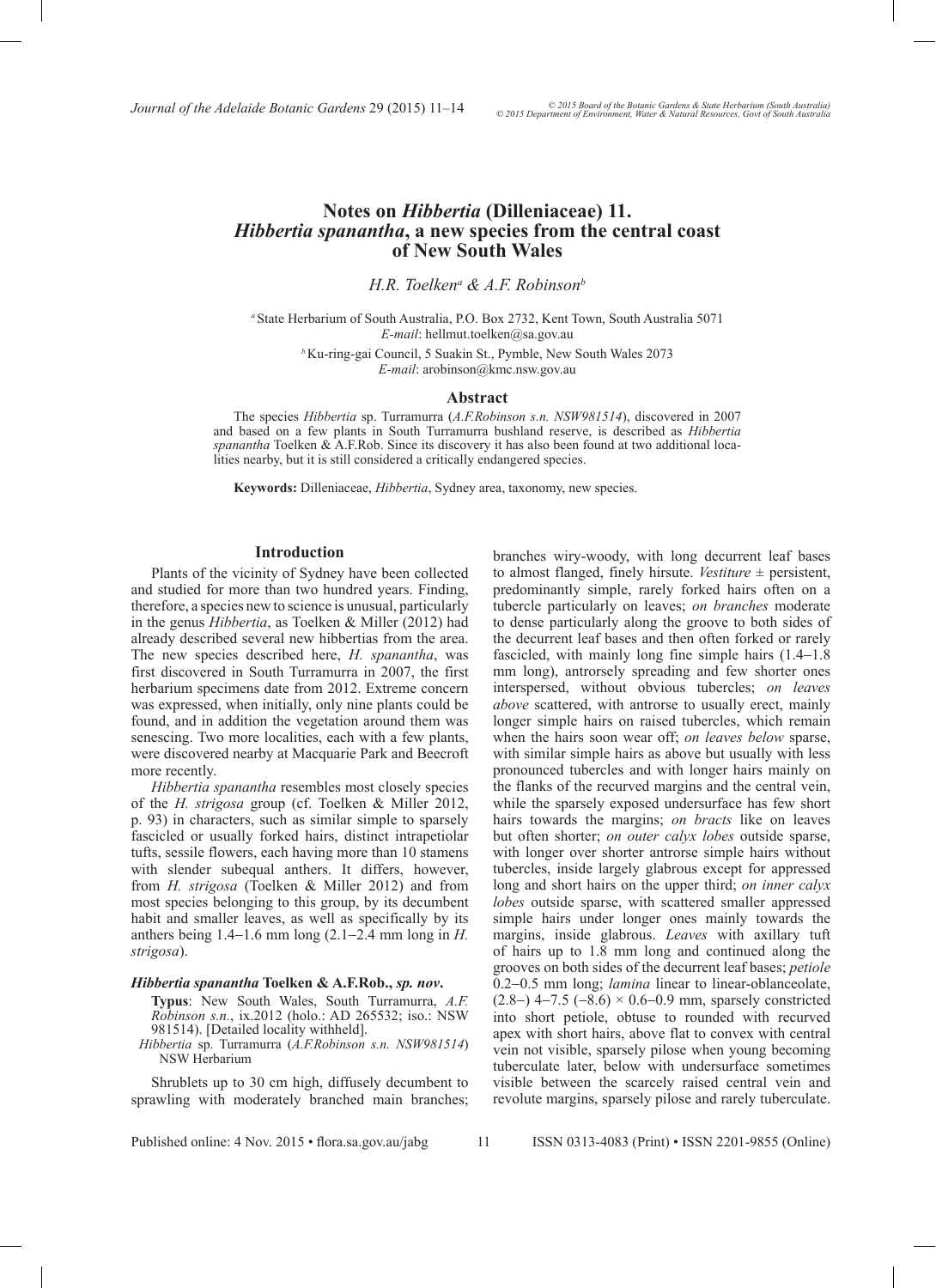# Notes on *Hibbertia* (Dilleniaceae) 11. *Hibbertia spanantha*, a new species from the central coast of New South Wales

*H.R. Toelken*[a] *& A.F. Robinson*[b]

[a] State Herbarium of South Australia, P.O. Box 2732, Kent Town, South Australia 5071
*E-mail*: hellmut.toelken@sa.gov.au

[b] Ku-ring-gai Council, 5 Suakin St., Pymble, New South Wales 2073
*E-mail*: arobinson@kmc.nsw.gov.au

## Abstract

The species *Hibbertia* sp. Turramurra (*A.F.Robinson s.n. NSW981514*), discovered in 2007 and based on a few plants in South Turramurra bushland reserve, is described as *Hibbertia spanantha* Toelken & A.F.Rob. Since its discovery it has also been found at two additional localities nearby, but it is still considered a critically endangered species.

**Keywords:** Dilleniaceae, *Hibbertia*, Sydney area, taxonomy, new species.

## Introduction

Plants of the vicinity of Sydney have been collected and studied for more than two hundred years. Finding, therefore, a species new to science is unusual, particularly in the genus *Hibbertia*, as Toelken & Miller (2012) had already described several new hibbertias from the area. The new species described here, *H. spanantha*, was first discovered in South Turramurra in 2007, the first herbarium specimens date from 2012. Extreme concern was expressed, when initially, only nine plants could be found, and in addition the vegetation around them was senescing. Two more localities, each with a few plants, were discovered nearby at Macquarie Park and Beecroft more recently.

*Hibbertia spanantha* resembles most closely species of the *H. strigosa* group (cf. Toelken & Miller 2012, p. 93) in characters, such as similar simple to sparsely fascicled or usually forked hairs, distinct intrapetiolar tufts, sessile flowers, each having more than 10 stamens with slender subequal anthers. It differs, however, from *H. strigosa* (Toelken & Miller 2012) and from most species belonging to this group, by its decumbent habit and smaller leaves, as well as specifically by its anthers being 1.4–1.6 mm long (2.1–2.4 mm long in *H. strigosa*).

### *Hibbertia spanantha* Toelken & A.F.Rob., *sp. nov*.

**Typus**: New South Wales, South Turramurra, *A.F. Robinson s.n.*, ix.2012 (holo.: AD 265532; iso.: NSW 981514). [Detailed locality withheld].

*Hibbertia* sp. Turramurra (*A.F.Robinson s.n. NSW981514*) NSW Herbarium

Shrublets up to 30 cm high, diffusely decumbent to sprawling with moderately branched main branches; branches wiry-woody, with long decurrent leaf bases to almost flanged, finely hirsute. *Vestiture* ± persistent, predominantly simple, rarely forked hairs often on a tubercle particularly on leaves; *on branches* moderate to dense particularly along the groove to both sides of the decurrent leaf bases and then often forked or rarely fascicled, with mainly long fine simple hairs (1.4–1.8 mm long), antrorsely spreading and few shorter ones interspersed, without obvious tubercles; *on leaves above* scattered, with antrorse to usually erect, mainly longer simple hairs on raised tubercles, which remain when the hairs soon wear off; *on leaves below* sparse, with similar simple hairs as above but usually with less pronounced tubercles and with longer hairs mainly on the flanks of the recurved margins and the central vein, while the sparsely exposed undersurface has few short hairs towards the margins; *on bracts* like on leaves but often shorter; *on outer calyx lobes* outside sparse, with longer over shorter antrorse simple hairs without tubercles, inside largely glabrous except for appressed long and short hairs on the upper third; *on inner calyx lobes* outside sparse, with scattered smaller appressed simple hairs under longer ones mainly towards the margins, inside glabrous. *Leaves* with axillary tuft of hairs up to 1.8 mm long and continued along the grooves on both sides of the decurrent leaf bases; *petiole* 0.2–0.5 mm long; *lamina* linear to linear-oblanceolate, (2.8–) 4–7.5 (–8.6) × 0.6–0.9 mm, sparsely constricted into short petiole, obtuse to rounded with recurved apex with short hairs, above flat to convex with central vein not visible, sparsely pilose when young becoming tuberculate later, below with undersurface sometimes visible between the scarcely raised central vein and revolute margins, sparsely pilose and rarely tuberculate.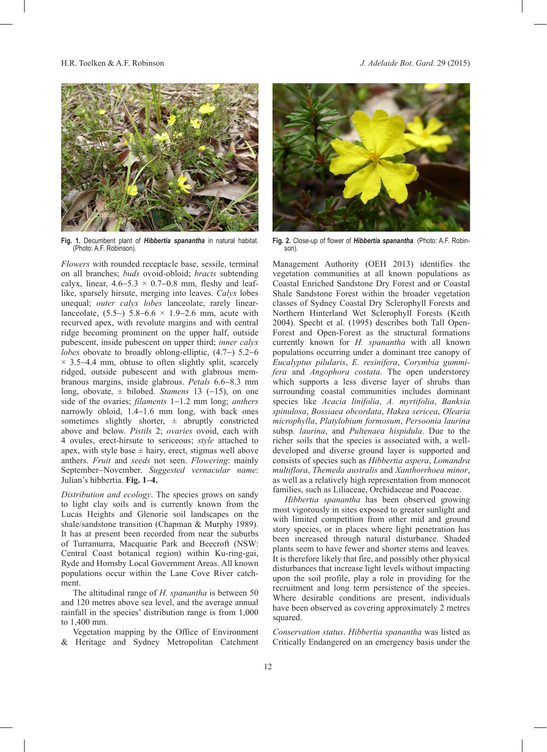Fig. 1. Decumbent plant of ***Hibbertia spanantha*** in natural habitat. (Photo: A.F. Robinson).

Fig. 2. Close-up of flower of ***Hibbertia spanantha***. (Photo: A.F. Robinson).

*Flowers* with rounded receptacle base, sessile, terminal on all branches; *buds* ovoid-obloid; *bracts* subtending calyx, linear, 4.6–5.3 × 0.7–0.8 mm, fleshy and leaf-like, sparsely hirsute, merging into leaves. *Calyx* lobes unequal; *outer calyx lobes* lanceolate, rarely linear-lanceolate, (5.5–) 5.8–6.6 × 1.9–2.6 mm, acute with recurved apex, with revolute margins and with central ridge becoming prominent on the upper half, outside pubescent, inside pubescent on upper third; *inner calyx lobes* obovate to broadly oblong-elliptic, (4.7–) 5.2–6 × 3.5–4.4 mm, obtuse to often slightly split, scarcely ridged, outside pubescent and with glabrous membranous margins, inside glabrous. *Petals* 6.6–8.3 mm long, obovate, ± bilobed. *Stamens* 13 (–15), on one side of the ovaries; *filaments* 1–1.2 mm long; *anthers* narrowly obloid, 1.4–1.6 mm long, with back ones sometimes slightly shorter, ± abruptly constricted above and below. *Pistils* 2; *ovaries* ovoid, each with 4 ovules, erect-hirsute to sericeous; *style* attached to apex, with style base ± hairy, erect, stigmas well above anthers. *Fruit* and *seeds* not seen. *Flowering*: mainly September–November. *Suggested vernacular name*: Julian's hibbertia. **Fig. 1–4.**

*Distribution and ecology*. The species grows on sandy to light clay soils and is currently known from the Lucas Heights and Glenorie soil landscapes on the shale/sandstone transition (Chapman & Murphy 1989). It has at present been recorded from near the suburbs of Turramurra, Macquarie Park and Beecroft (NSW: Central Coast botanical region) within Ku-ring-gai, Ryde and Hornsby Local Government Areas. All known populations occur within the Lane Cove River catchment.

The altitudinal range of *H. spanantha* is between 50 and 120 metres above sea level, and the average annual rainfall in the species' distribution range is from 1,000 to 1,400 mm.

Vegetation mapping by the Office of Environment & Heritage and Sydney Metropolitan Catchment Management Authority (OEH 2013) identifies the vegetation communities at all known populations as Coastal Enriched Sandstone Dry Forest and or Coastal Shale Sandstone Forest within the broader vegetation classes of Sydney Coastal Dry Sclerophyll Forests and Northern Hinterland Wet Sclerophyll Forests (Keith 2004). Specht et al. (1995) describes both Tall Open-Forest and Open-Forest as the structural formations currently known for *H. spanantha* with all known populations occurring under a dominant tree canopy of *Eucalyptus pilularis*, *E. resinifera*, *Corymbia gummifera* and *Angophora costata*. The open understorey which supports a less diverse layer of shrubs than surrounding coastal communities includes dominant species like *Acacia linifolia*, *A. myrtifolia*, *Banksia spinulosa*, *Bossiaea obcordata*, *Hakea sericea*, *Olearia microphylla*, *Platylobium formosum*, *Persoonia laurina* subsp. *laurina*, and *Pultenaea hispidula*. Due to the richer soils that the species is associated with, a well-developed and diverse ground layer is supported and consists of species such as *Hibbertia aspera*, *Lomandra multiflora*, *Themeda australis* and *Xanthorrhoea minor*, as well as a relatively high representation from monocot families, such as Liliaceae, Orchidaceae and Poaceae.

*Hibbertia spanantha* has been observed growing most vigorously in sites exposed to greater sunlight and with limited competition from other mid and ground story species, or in places where light penetration has been increased through natural disturbance. Shaded plants seem to have fewer and shorter stems and leaves. It is therefore likely that fire, and possibly other physical disturbances that increase light levels without impacting upon the soil profile, play a role in providing for the recruitment and long term persistence of the species. Where desirable conditions are present, individuals have been observed as covering approximately 2 metres squared.

*Conservation status*. *Hibbertia spanantha* was listed as Critically Endangered on an emergency basis under the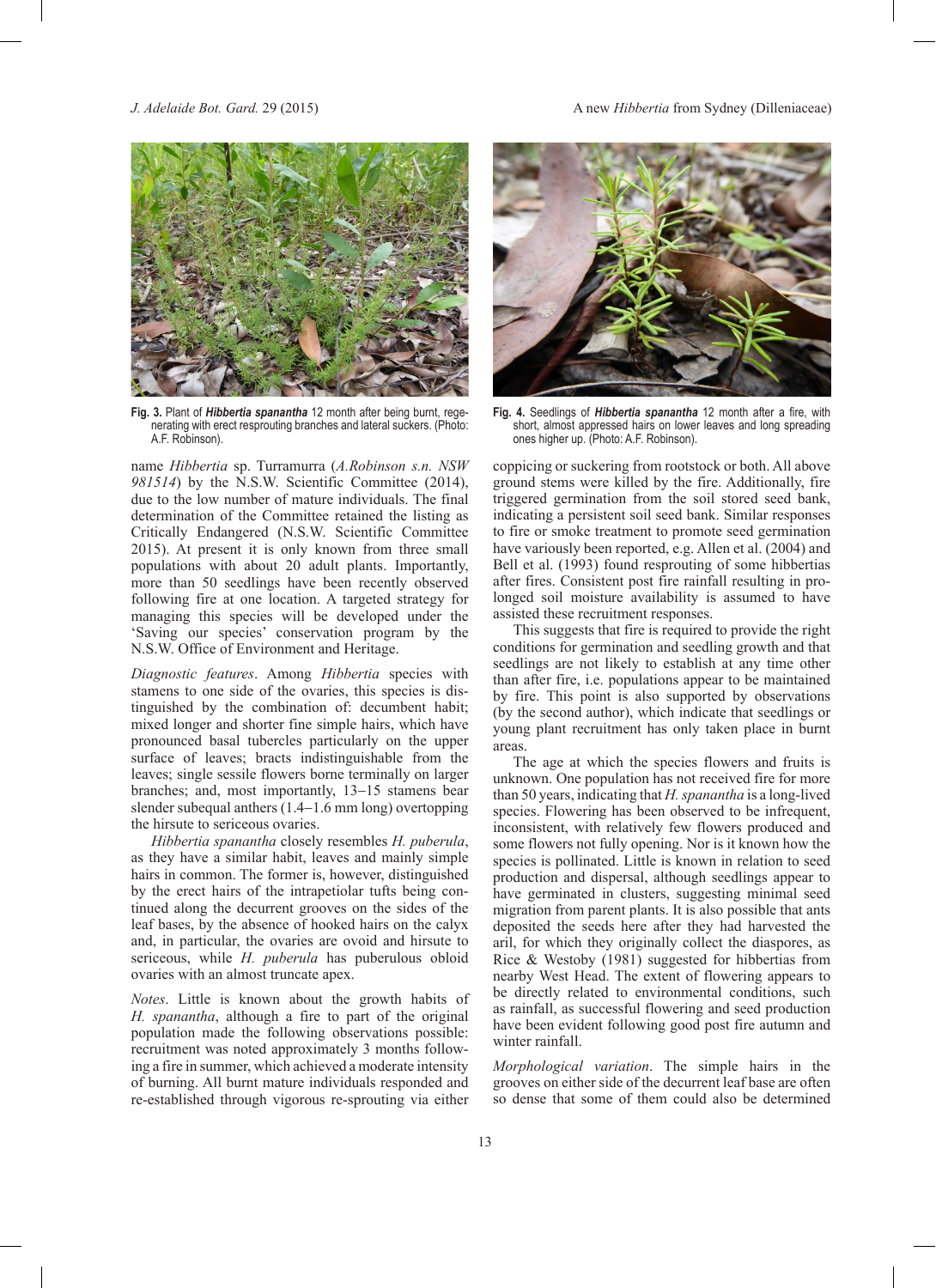Fig. 3. Plant of ***Hibbertia spanantha*** 12 month after being burnt, regenerating with erect resprouting branches and lateral suckers. (Photo: A.F. Robinson).

Fig. 4. Seedlings of ***Hibbertia spanantha*** 12 month after a fire, with short, almost appressed hairs on lower leaves and long spreading ones higher up. (Photo: A.F. Robinson).

name *Hibbertia* sp. Turramurra (*A.Robinson s.n. NSW 981514*) by the N.S.W. Scientific Committee (2014), due to the low number of mature individuals. The final determination of the Committee retained the listing as Critically Endangered (N.S.W. Scientific Committee 2015). At present it is only known from three small populations with about 20 adult plants. Importantly, more than 50 seedlings have been recently observed following fire at one location. A targeted strategy for managing this species will be developed under the 'Saving our species' conservation program by the N.S.W. Office of Environment and Heritage.

*Diagnostic features*. Among *Hibbertia* species with stamens to one side of the ovaries, this species is distinguished by the combination of: decumbent habit; mixed longer and shorter fine simple hairs, which have pronounced basal tubercles particularly on the upper surface of leaves; bracts indistinguishable from the leaves; single sessile flowers borne terminally on larger branches; and, most importantly, 13–15 stamens bear slender subequal anthers (1.4–1.6 mm long) overtopping the hirsute to sericeous ovaries.

*Hibbertia spanantha* closely resembles *H. puberula*, as they have a similar habit, leaves and mainly simple hairs in common. The former is, however, distinguished by the erect hairs of the intrapetiolar tufts being continued along the decurrent grooves on the sides of the leaf bases, by the absence of hooked hairs on the calyx and, in particular, the ovaries are ovoid and hirsute to sericeous, while *H. puberula* has puberulous obloid ovaries with an almost truncate apex.

*Notes*. Little is known about the growth habits of *H. spanantha*, although a fire to part of the original population made the following observations possible: recruitment was noted approximately 3 months following a fire in summer, which achieved a moderate intensity of burning. All burnt mature individuals responded and re-established through vigorous re-sprouting via either coppicing or suckering from rootstock or both. All above ground stems were killed by the fire. Additionally, fire triggered germination from the soil stored seed bank, indicating a persistent soil seed bank. Similar responses to fire or smoke treatment to promote seed germination have variously been reported, e.g. Allen et al. (2004) and Bell et al. (1993) found resprouting of some hibbertias after fires. Consistent post fire rainfall resulting in prolonged soil moisture availability is assumed to have assisted these recruitment responses.

This suggests that fire is required to provide the right conditions for germination and seedling growth and that seedlings are not likely to establish at any time other than after fire, i.e. populations appear to be maintained by fire. This point is also supported by observations (by the second author), which indicate that seedlings or young plant recruitment has only taken place in burnt areas.

The age at which the species flowers and fruits is unknown. One population has not received fire for more than 50 years, indicating that *H. spanantha* is a long-lived species. Flowering has been observed to be infrequent, inconsistent, with relatively few flowers produced and some flowers not fully opening. Nor is it known how the species is pollinated. Little is known in relation to seed production and dispersal, although seedlings appear to have germinated in clusters, suggesting minimal seed migration from parent plants. It is also possible that ants deposited the seeds here after they had harvested the aril, for which they originally collect the diaspores, as Rice & Westoby (1981) suggested for hibbertias from nearby West Head. The extent of flowering appears to be directly related to environmental conditions, such as rainfall, as successful flowering and seed production have been evident following good post fire autumn and winter rainfall.

*Morphological variation*. The simple hairs in the grooves on either side of the decurrent leaf base are often so dense that some of them could also be determined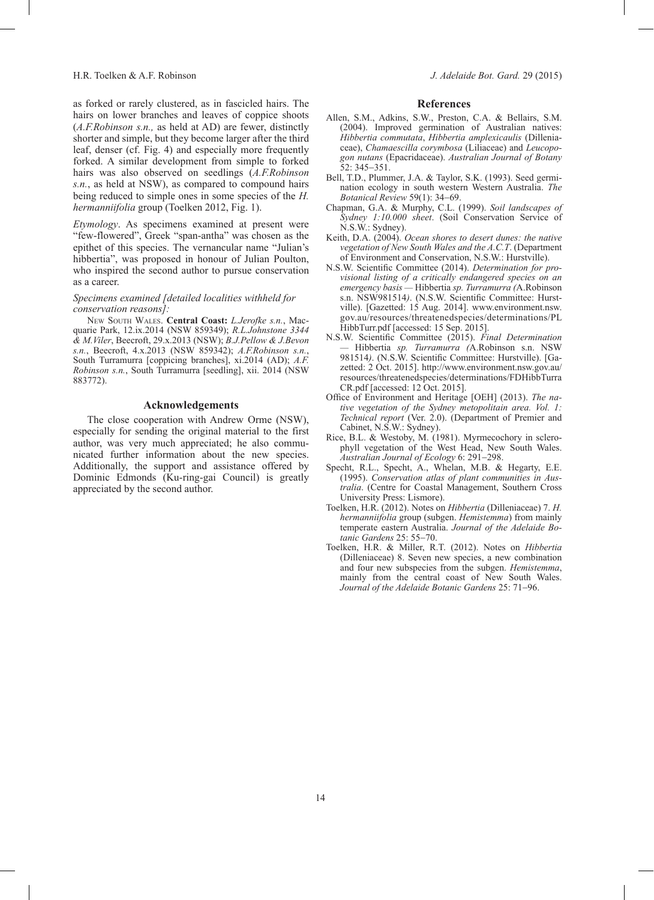as forked or rarely clustered, as in fascicled hairs. The hairs on lower branches and leaves of coppice shoots (*A.F.Robinson s.n.,* as held at AD) are fewer, distinctly shorter and simple, but they become larger after the third leaf, denser (cf. Fig. 4) and especially more frequently forked. A similar development from simple to forked hairs was also observed on seedlings (*A.F.Robinson s.n.*, as held at NSW), as compared to compound hairs being reduced to simple ones in some species of the *H. hermanniifolia* group (Toelken 2012, Fig. 1).

*Etymology*. As specimens examined at present were "few-flowered", Greek "span-antha" was chosen as the epithet of this species. The vernancular name "Julian's hibbertia", was proposed in honour of Julian Poulton, who inspired the second author to pursue conservation as a career.

*Specimens examined [detailed localities withheld for conservation reasons]:*

New South Wales. **Central Coast:** *L.Jerofke s.n.*, Macquarie Park, 12.ix.2014 (NSW 859349); *R.L.Johnstone 3344 & M.Viler*, Beecroft, 29.x.2013 (NSW); *B.J.Pellow & J.Bevon s.n.*, Beecroft, 4.x.2013 (NSW 859342); *A.F.Robinson s.n.*, South Turramurra [coppicing branches], xi.2014 (AD); *A.F. Robinson s.n.*, South Turramurra [seedling], xii. 2014 (NSW 883772).

## Acknowledgements

The close cooperation with Andrew Orme (NSW), especially for sending the original material to the first author, was very much appreciated; he also communicated further information about the new species. Additionally, the support and assistance offered by Dominic Edmonds (Ku-ring-gai Council) is greatly appreciated by the second author.

## References

Allen, S.M., Adkins, S.W., Preston, C.A. & Bellairs, S.M. (2004). Improved germination of Australian natives: *Hibbertia commutata*, *Hibbertia amplexicaulis* (Dilleniaceae), *Chamaescilla corymbosa* (Liliaceae) and *Leucopogon nutans* (Epacridaceae). *Australian Journal of Botany* 52: 345–351.

Bell, T.D., Plummer, J.A. & Taylor, S.K. (1993). Seed germination ecology in south western Western Australia. *The Botanical Review* 59(1): 34–69.

Chapman, G.A. & Murphy, C.L. (1999). *Soil landscapes of Sydney 1:10.000 sheet*. (Soil Conservation Service of N.S.W.: Sydney).

Keith, D.A. (2004). *Ocean shores to desert dunes: the native vegetation of New South Wales and the A.C.T*. (Department of Environment and Conservation, N.S.W.: Hurstville).

N.S.W. Scientific Committee (2014). *Determination for provisional listing of a critically endangered species on an emergency basis* — Hibbertia *sp. Turramurra (*A.Robinson s.n. NSW981514*)*. (N.S.W. Scientific Committee: Hurstville). [Gazetted: 15 Aug. 2014]. www.environment.nsw.gov.au/resources/threatenedspecies/determinations/PLHibbTurr.pdf [accessed: 15 Sep. 2015].

N.S.W. Scientific Committee (2015). *Final Determination* — Hibbertia *sp. Turramurra (*A.Robinson s.n. NSW 981514*)*. (N.S.W. Scientific Committee: Hurstville). [Gazetted: 2 Oct. 2015]. http://www.environment.nsw.gov.au/resources/threatenedspecies/determinations/FDHibbTurraCR.pdf [accessed: 12 Oct. 2015].

Office of Environment and Heritage [OEH] (2013). *The native vegetation of the Sydney metopolitain area. Vol. 1: Technical report* (Ver. 2.0). (Department of Premier and Cabinet, N.S.W.: Sydney).

Rice, B.L. & Westoby, M. (1981). Myrmecochory in sclerophyll vegetation of the West Head, New South Wales. *Australian Journal of Ecology* 6: 291–298.

Specht, R.L., Specht, A., Whelan, M.B. & Hegarty, E.E. (1995). *Conservation atlas of plant communities in Australia*. (Centre for Coastal Management, Southern Cross University Press: Lismore).

Toelken, H.R. (2012). Notes on *Hibbertia* (Dilleniaceae) 7. *H. hermanniifolia* group (subgen. *Hemistemma*) from mainly temperate eastern Australia. *Journal of the Adelaide Botanic Gardens* 25: 55–70.

Toelken, H.R. & Miller, R.T. (2012). Notes on *Hibbertia* (Dilleniaceae) 8. Seven new species, a new combination and four new subspecies from the subgen. *Hemistemma*, mainly from the central coast of New South Wales. *Journal of the Adelaide Botanic Gardens* 25: 71–96.